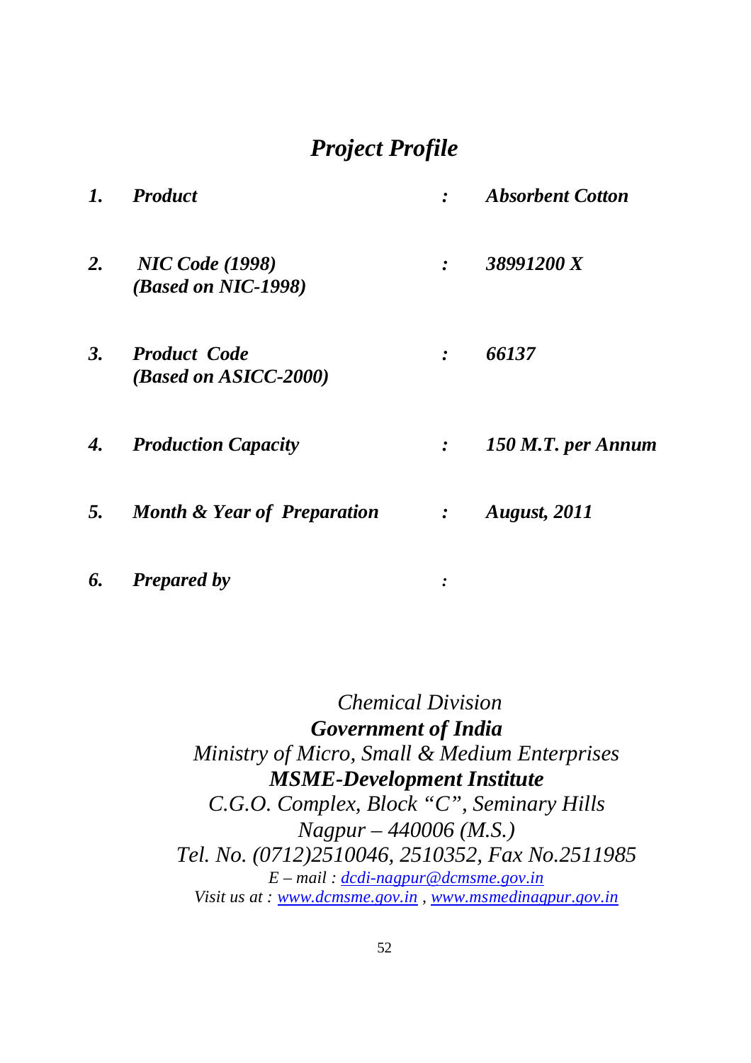# *Project Profile*

| | | | |
|---|---|---|---|
| ***1.*** | ***Product*** | ***:*** | ***Absorbent Cotton*** |
| ***2.*** | ***NIC Code (1998)*** <br> ***(Based on NIC-1998)*** | ***:*** | ***38991200 X*** |
| ***3.*** | ***Product Code*** <br> ***(Based on ASICC-2000)*** | ***:*** | ***66137*** |
| ***4.*** | ***Production Capacity*** | ***:*** | ***150 M.T. per Annum*** |
| ***5.*** | ***Month & Year of Preparation*** | ***:*** | ***August, 2011*** |
| ***6.*** | ***Prepared by*** | ***:*** | |

*Chemical Division*
***Government of India***
*Ministry of Micro, Small & Medium Enterprises*
***MSME-Development Institute***
*C.G.O. Complex, Block "C", Seminary Hills*
*Nagpur – 440006 (M.S.)*
*Tel. No. (0712)2510046, 2510352, Fax No.2511985*
*E – mail : dcdi-nagpur@dcmsme.gov.in*
*Visit us at : www.dcmsme.gov.in , www.msmedinagpur.gov.in*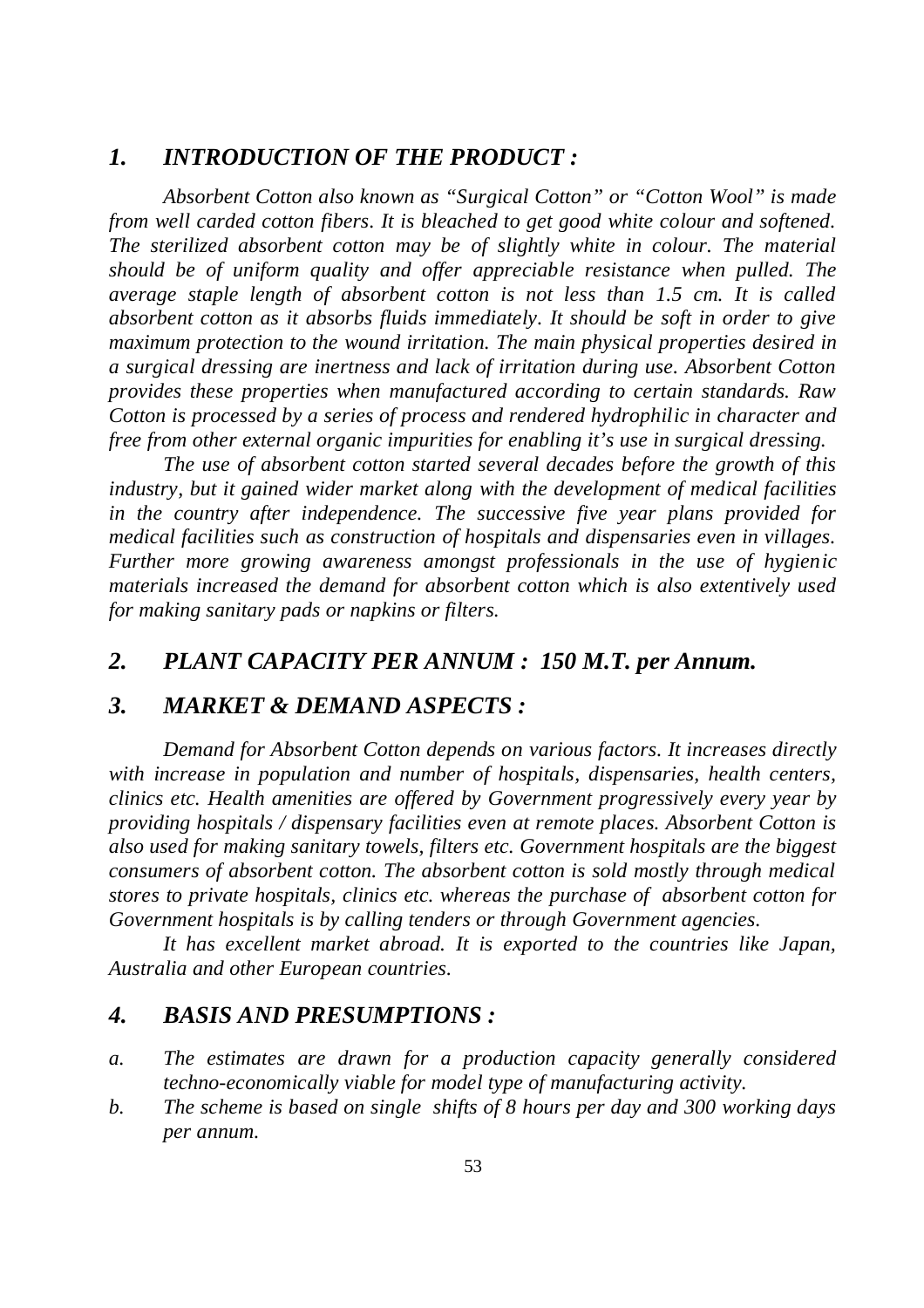## *1. INTRODUCTION OF THE PRODUCT :*

*Absorbent Cotton also known as "Surgical Cotton" or "Cotton Wool" is made from well carded cotton fibers. It is bleached to get good white colour and softened. The sterilized absorbent cotton may be of slightly white in colour. The material should be of uniform quality and offer appreciable resistance when pulled. The average staple length of absorbent cotton is not less than 1.5 cm. It is called absorbent cotton as it absorbs fluids immediately. It should be soft in order to give maximum protection to the wound irritation. The main physical properties desired in a surgical dressing are inertness and lack of irritation during use. Absorbent Cotton provides these properties when manufactured according to certain standards. Raw Cotton is processed by a series of process and rendered hydrophilic in character and free from other external organic impurities for enabling it's use in surgical dressing.*

*The use of absorbent cotton started several decades before the growth of this industry, but it gained wider market along with the development of medical facilities in the country after independence. The successive five year plans provided for medical facilities such as construction of hospitals and dispensaries even in villages. Further more growing awareness amongst professionals in the use of hygienic materials increased the demand for absorbent cotton which is also extentively used for making sanitary pads or napkins or filters.*

## *2. PLANT CAPACITY PER ANNUM : 150 M.T. per Annum.*

## *3. MARKET & DEMAND ASPECTS :*

*Demand for Absorbent Cotton depends on various factors. It increases directly with increase in population and number of hospitals, dispensaries, health centers, clinics etc. Health amenities are offered by Government progressively every year by providing hospitals / dispensary facilities even at remote places. Absorbent Cotton is also used for making sanitary towels, filters etc. Government hospitals are the biggest consumers of absorbent cotton. The absorbent cotton is sold mostly through medical stores to private hospitals, clinics etc. whereas the purchase of absorbent cotton for Government hospitals is by calling tenders or through Government agencies.*

*It has excellent market abroad. It is exported to the countries like Japan, Australia and other European countries.*

## *4. BASIS AND PRESUMPTIONS :*

*a. The estimates are drawn for a production capacity generally considered techno-economically viable for model type of manufacturing activity.*

*b. The scheme is based on single shifts of 8 hours per day and 300 working days per annum.*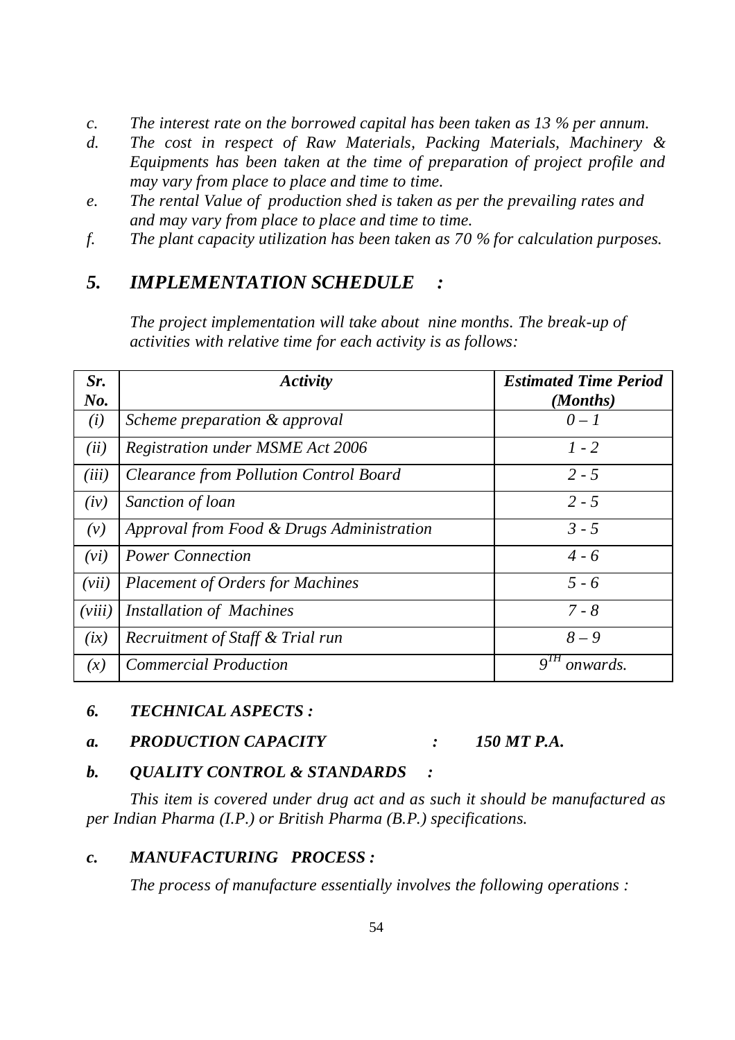*c.* *The interest rate on the borrowed capital has been taken as 13 % per annum.*

*d.* *The cost in respect of Raw Materials, Packing Materials, Machinery & Equipments has been taken at the time of preparation of project profile and may vary from place to place and time to time.*

*e.* *The rental Value of production shed is taken as per the prevailing rates and and may vary from place to place and time to time.*

*f.* *The plant capacity utilization has been taken as 70 % for calculation purposes.*

## *5. IMPLEMENTATION SCHEDULE :*

*The project implementation will take about nine months. The break-up of activities with relative time for each activity is as follows:*

| *Sr. No.* | *Activity* | *Estimated Time Period (Months)* |
|---|---|---|
| *(i)* | *Scheme preparation & approval* | *0 – 1* |
| *(ii)* | *Registration under MSME Act 2006* | *1 - 2* |
| *(iii)* | *Clearance from Pollution Control Board* | *2 - 5* |
| *(iv)* | *Sanction of loan* | *2 - 5* |
| *(v)* | *Approval from Food & Drugs Administration* | *3 - 5* |
| *(vi)* | *Power Connection* | *4 - 6* |
| *(vii)* | *Placement of Orders for Machines* | *5 - 6* |
| *(viii)* | *Installation of Machines* | *7 - 8* |
| *(ix)* | *Recruitment of Staff & Trial run* | *8 – 9* |
| *(x)* | *Commercial Production* | *9$^{TH}$ onwards.* |

### *6. TECHNICAL ASPECTS :*

***a. PRODUCTION CAPACITY : 150 MT P.A.***

***b. QUALITY CONTROL & STANDARDS :***

*This item is covered under drug act and as such it should be manufactured as per Indian Pharma (I.P.) or British Pharma (B.P.) specifications.*

***c. MANUFACTURING PROCESS :***

*The process of manufacture essentially involves the following operations :*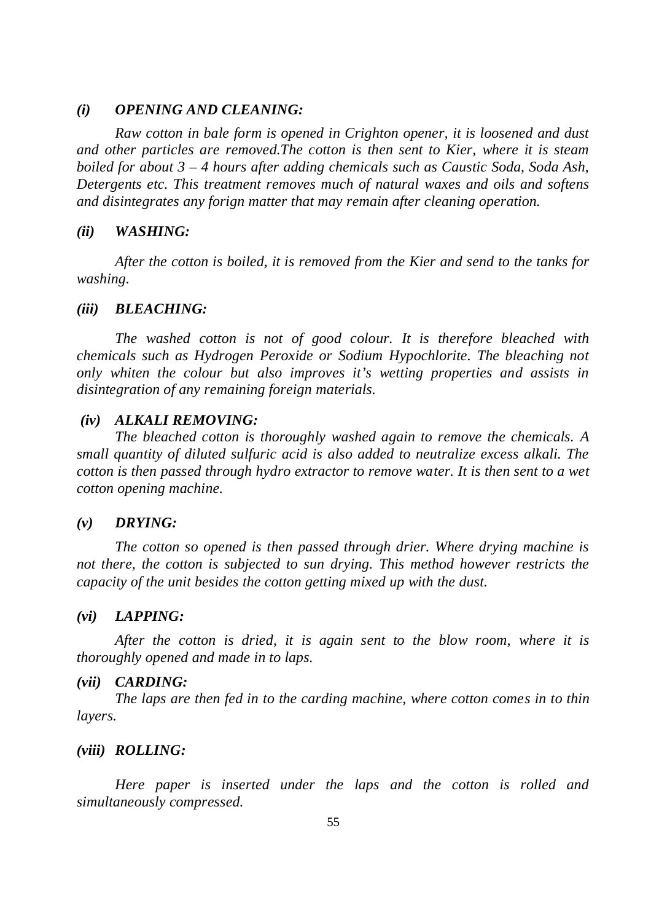### *(i) OPENING AND CLEANING:*

*Raw cotton in bale form is opened in Crighton opener, it is loosened and dust and other particles are removed.The cotton is then sent to Kier, where it is steam boiled for about 3 – 4 hours after adding chemicals such as Caustic Soda, Soda Ash, Detergents etc. This treatment removes much of natural waxes and oils and softens and disintegrates any forign matter that may remain after cleaning operation.*

### *(ii) WASHING:*

*After the cotton is boiled, it is removed from the Kier and send to the tanks for washing.*

### *(iii) BLEACHING:*

*The washed cotton is not of good colour. It is therefore bleached with chemicals such as Hydrogen Peroxide or Sodium Hypochlorite. The bleaching not only whiten the colour but also improves it's wetting properties and assists in disintegration of any remaining foreign materials.*

### *(iv) ALKALI REMOVING:*

*The bleached cotton is thoroughly washed again to remove the chemicals. A small quantity of diluted sulfuric acid is also added to neutralize excess alkali. The cotton is then passed through hydro extractor to remove water. It is then sent to a wet cotton opening machine.*

### *(v) DRYING:*

*The cotton so opened is then passed through drier. Where drying machine is not there, the cotton is subjected to sun drying. This method however restricts the capacity of the unit besides the cotton getting mixed up with the dust.*

### *(vi) LAPPING:*

*After the cotton is dried, it is again sent to the blow room, where it is thoroughly opened and made in to laps.*

### *(vii) CARDING:*

*The laps are then fed in to the carding machine, where cotton comes in to thin layers.*

### *(viii) ROLLING:*

*Here paper is inserted under the laps and the cotton is rolled and simultaneously compressed.*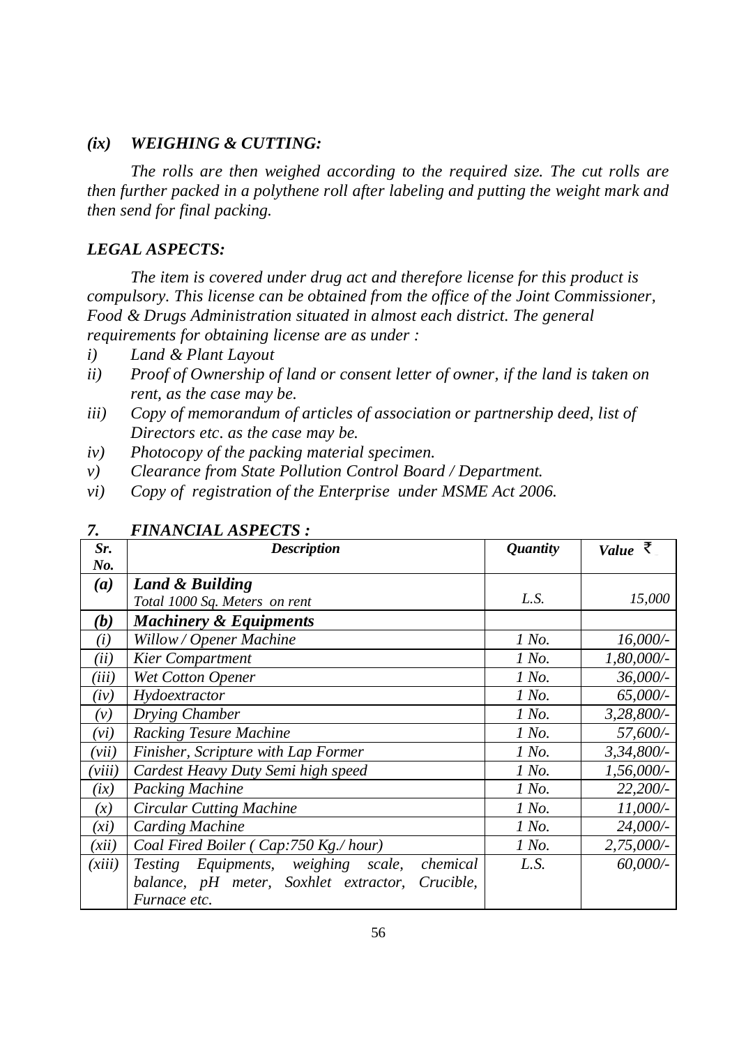### *(ix) WEIGHING & CUTTING:*

*The rolls are then weighed according to the required size. The cut rolls are then further packed in a polythene roll after labeling and putting the weight mark and then send for final packing.*

### *LEGAL ASPECTS:*

*The item is covered under drug act and therefore license for this product is compulsory. This license can be obtained from the office of the Joint Commissioner, Food & Drugs Administration situated in almost each district. The general requirements for obtaining license are as under :*

- *i) Land & Plant Layout*
- *ii) Proof of Ownership of land or consent letter of owner, if the land is taken on rent, as the case may be.*
- *iii) Copy of memorandum of articles of association or partnership deed, list of Directors etc. as the case may be.*
- *iv) Photocopy of the packing material specimen.*
- *v) Clearance from State Pollution Control Board / Department.*
- *vi) Copy of registration of the Enterprise under MSME Act 2006.*

## *7. FINANCIAL ASPECTS :*

| *Sr. No.* | *Description* | *Quantity* | *Value ₹* |
|---|---|---|---|
| ***(a)*** | ***Land & Building*** <br> *Total 1000 Sq. Meters on rent* | *L.S.* | *15,000* |
| ***(b)*** | ***Machinery & Equipments*** | | |
| *(i)* | *Willow / Opener Machine* | *1 No.* | *16,000/-* |
| *(ii)* | *Kier Compartment* | *1 No.* | *1,80,000/-* |
| *(iii)* | *Wet Cotton Opener* | *1 No.* | *36,000/-* |
| *(iv)* | *Hydoextractor* | *1 No.* | *65,000/-* |
| *(v)* | *Drying Chamber* | *1 No.* | *3,28,800/-* |
| *(vi)* | *Racking Tesure Machine* | *1 No.* | *57,600/-* |
| *(vii)* | *Finisher, Scripture with Lap Former* | *1 No.* | *3,34,800/-* |
| *(viii)* | *Cardest Heavy Duty Semi high speed* | *1 No.* | *1,56,000/-* |
| *(ix)* | *Packing Machine* | *1 No.* | *22,200/-* |
| *(x)* | *Circular Cutting Machine* | *1 No.* | *11,000/-* |
| *(xi)* | *Carding Machine* | *1 No.* | *24,000/-* |
| *(xii)* | *Coal Fired Boiler ( Cap:750 Kg./ hour)* | *1 No.* | *2,75,000/-* |
| *(xiii)* | *Testing Equipments, weighing scale, chemical balance, pH meter, Soxhlet extractor, Crucible, Furnace etc.* | *L.S.* | *60,000/-* |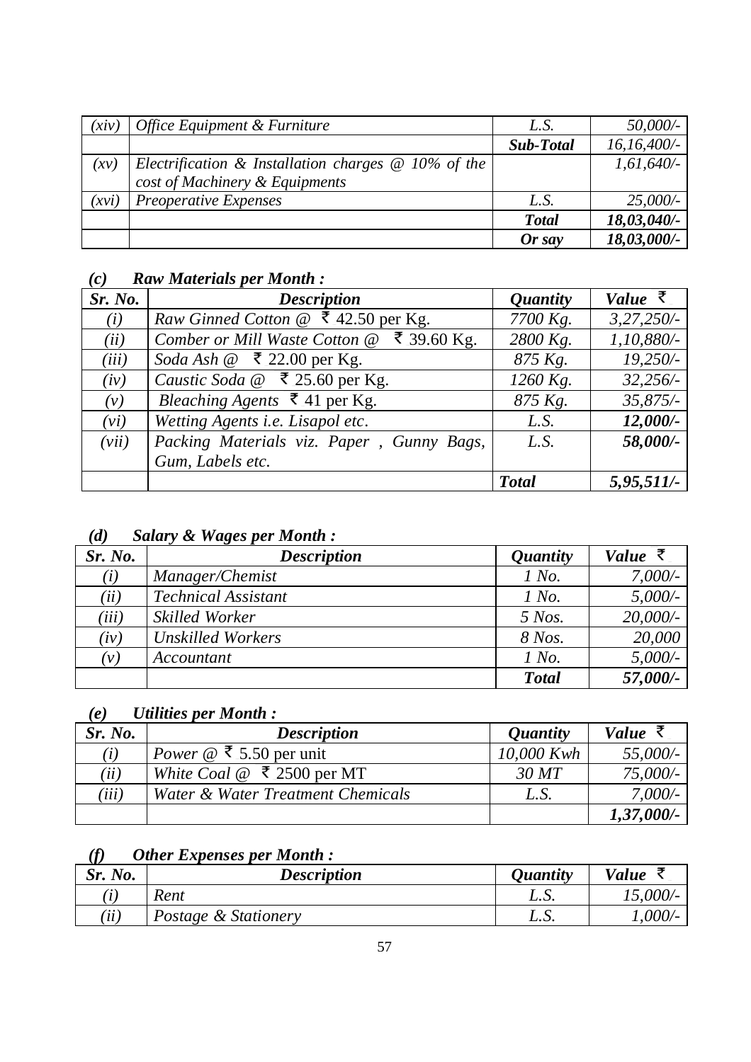| | | | |
|---|---|---|---|
| *(xiv)* | *Office Equipment & Furniture* | *L.S.* | *50,000/-* |
| | | ***Sub-Total*** | *16,16,400/-* |
| *(xv)* | *Electrification & Installation charges @ 10% of the cost of Machinery & Equipments* | | *1,61,640/-* |
| *(xvi)* | *Preoperative Expenses* | *L.S.* | *25,000/-* |
| | | ***Total*** | ***18,03,040/-*** |
| | | ***Or say*** | ***18,03,000/-*** |

### *(c) Raw Materials per Month :*

| *Sr. No.* | *Description* | *Quantity* | *Value ₹* |
|---|---|---|---|
| *(i)* | *Raw Ginned Cotton @ ₹ 42.50 per Kg.* | *7700 Kg.* | *3,27,250/-* |
| *(ii)* | *Comber or Mill Waste Cotton @ ₹ 39.60 Kg.* | *2800 Kg.* | *1,10,880/-* |
| *(iii)* | *Soda Ash @ ₹ 22.00 per Kg.* | *875 Kg.* | *19,250/-* |
| *(iv)* | *Caustic Soda @ ₹ 25.60 per Kg.* | *1260 Kg.* | *32,256/-* |
| *(v)* | *Bleaching Agents ₹ 41 per Kg.* | *875 Kg.* | *35,875/-* |
| *(vi)* | *Wetting Agents i.e. Lisapol etc.* | *L.S.* | ***12,000/-*** |
| *(vii)* | *Packing Materials viz. Paper , Gunny Bags, Gum, Labels etc.* | *L.S.* | ***58,000/-*** |
| | | ***Total*** | ***5,95,511/-*** |

### *(d) Salary & Wages per Month :*

| *Sr. No.* | *Description* | *Quantity* | *Value ₹* |
|---|---|---|---|
| *(i)* | *Manager/Chemist* | *1 No.* | *7,000/-* |
| *(ii)* | *Technical Assistant* | *1 No.* | *5,000/-* |
| *(iii)* | *Skilled Worker* | *5 Nos.* | *20,000/-* |
| *(iv)* | *Unskilled Workers* | *8 Nos.* | *20,000* |
| *(v)* | *Accountant* | *1 No.* | *5,000/-* |
| | | ***Total*** | ***57,000/-*** |

### *(e) Utilities per Month :*

| *Sr. No.* | *Description* | *Quantity* | *Value ₹* |
|---|---|---|---|
| *(i)* | *Power @ ₹ 5.50 per unit* | *10,000 Kwh* | *55,000/-* |
| *(ii)* | *White Coal @ ₹ 2500 per MT* | *30 MT* | *75,000/-* |
| *(iii)* | *Water & Water Treatment Chemicals* | *L.S.* | *7,000/-* |
| | | | ***1,37,000/-*** |

### *(f) Other Expenses per Month :*

| *Sr. No.* | *Description* | *Quantity* | *Value ₹* |
|---|---|---|---|
| *(i)* | *Rent* | *L.S.* | *15,000/-* |
| *(ii)* | *Postage & Stationery* | *L.S.* | *1,000/-* |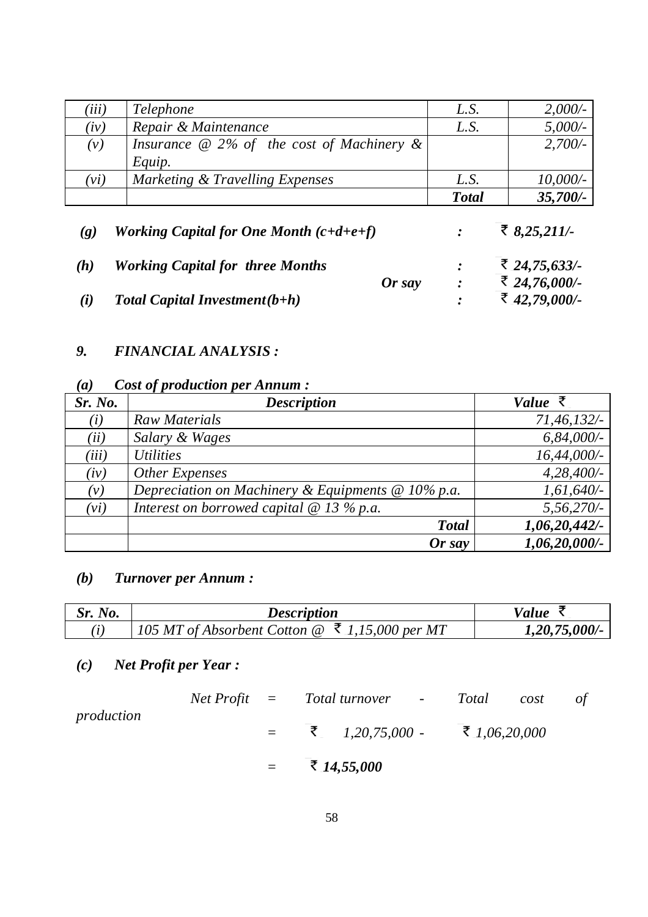| | | | |
|---|---|---|---|
| *(iii)* | *Telephone* | *L.S.* | *2,000/-* |
| *(iv)* | *Repair & Maintenance* | *L.S.* | *5,000/-* |
| *(v)* | *Insurance @ 2% of the cost of Machinery & Equip.* | | *2,700/-* |
| *(vi)* | *Marketing & Travelling Expenses* | *L.S.* | *10,000/-* |
| | | ***Total*** | ***35,700/-*** |

***(g) Working Capital for One Month (c+d+e+f)*** **:** ***₹ 8,25,211/-***

***(h) Working Capital for three Months*** **:** ***₹ 24,75,633/-***

***Or say*** **:** ***₹ 24,76,000/-***

***(i) Total Capital Investment(b+h)*** **:** ***₹ 42,79,000/-***

## *9. FINANCIAL ANALYSIS :*

### *(a) Cost of production per Annum :*

| ***Sr. No.*** | ***Description*** | ***Value ₹*** |
|---|---|---|
| *(i)* | *Raw Materials* | *71,46,132/-* |
| *(ii)* | *Salary & Wages* | *6,84,000/-* |
| *(iii)* | *Utilities* | *16,44,000/-* |
| *(iv)* | *Other Expenses* | *4,28,400/-* |
| *(v)* | *Depreciation on Machinery & Equipments @ 10% p.a.* | *1,61,640/-* |
| *(vi)* | *Interest on borrowed capital @ 13 % p.a.* | *5,56,270/-* |
| | ***Total*** | ***1,06,20,442/-*** |
| | ***Or say*** | ***1,06,20,000/-*** |

### *(b) Turnover per Annum :*

| ***Sr. No.*** | ***Description*** | ***Value ₹*** |
|---|---|---|
| *(i)* | *105 MT of Absorbent Cotton @ ₹ 1,15,000 per MT* | ***1,20,75,000/-*** |

### *(c) Net Profit per Year :*

*Net Profit = Total turnover - Total cost of production*

*= ₹ 1,20,75,000 - ₹ 1,06,20,000*

*=* ***₹ 14,55,000***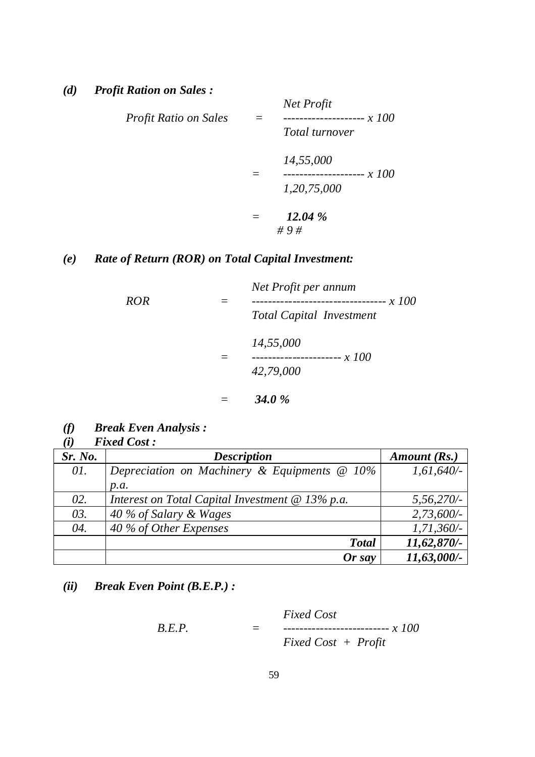***(d) Profit Ration on Sales :***

$$\text{Profit Ratio on Sales} = \frac{\text{Net Profit}}{\text{Total turnover}} \times 100$$

$$= \frac{14,55,000}{1,20,75,000} \times 100$$

$$= \mathbf{12.04\ \%}$$

# 9 #

***(e) Rate of Return (ROR) on Total Capital Investment:***

$$\text{ROR} = \frac{\text{Net Profit per annum}}{\text{Total Capital Investment}} \times 100$$

$$= \frac{14,55,000}{42,79,000} \times 100$$

$$= \mathbf{34.0\ \%}$$

***(f) Break Even Analysis :***

***(i) Fixed Cost :***

| *Sr. No.* | *Description* | *Amount (Rs.)* |
|---|---|---|
| *01.* | *Depreciation on Machinery & Equipments @ 10% p.a.* | *1,61,640/-* |
| *02.* | *Interest on Total Capital Investment @ 13% p.a.* | *5,56,270/-* |
| *03.* | *40 % of Salary & Wages* | *2,73,600/-* |
| *04.* | *40 % of Other Expenses* | *1,71,360/-* |
| | ***Total*** | ***11,62,870/-*** |
| | ***Or say*** | ***11,63,000/-*** |

***(ii) Break Even Point (B.E.P.) :***

$$\text{B.E.P.} = \frac{\text{Fixed Cost}}{\text{Fixed Cost + Profit}} \times 100$$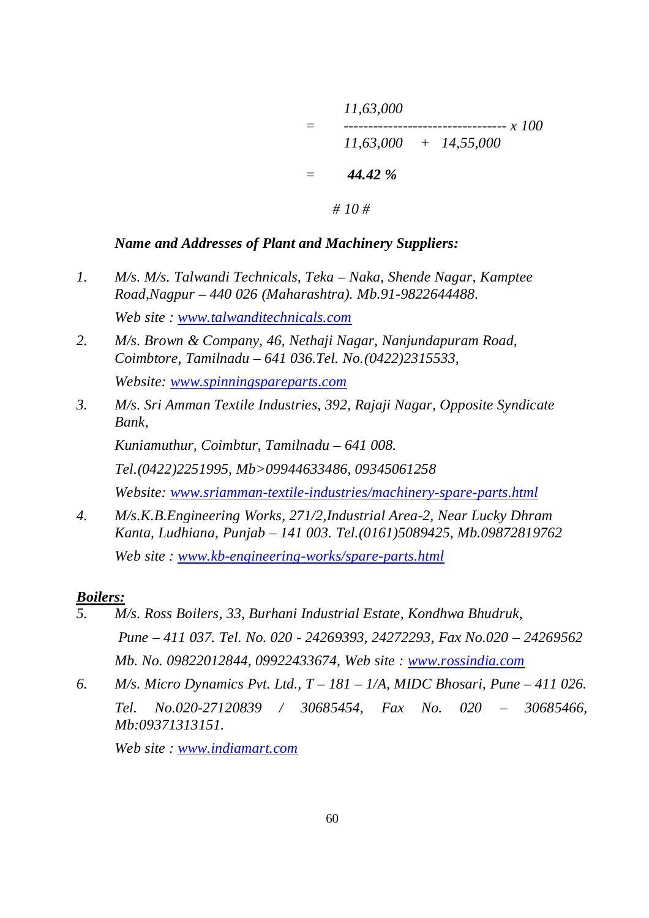$$= \frac{11{,}63{,}000}{11{,}63{,}000 + 14{,}55{,}000} \times 100$$

$$= \mathbf{44.42\ \%}$$

*# 10 #*

***Name and Addresses of Plant and Machinery Suppliers:***

1. *M/s. M/s. Talwandi Technicals, Teka – Naka, Shende Nagar, Kamptee Road,Nagpur – 440 026 (Maharashtra). Mb.91-9822644488.*

   *Web site : www.talwanditechnicals.com*

2. *M/s. Brown & Company, 46, Nethaji Nagar, Nanjundapuram Road, Coimbtore, Tamilnadu – 641 036.Tel. No.(0422)2315533,*

   *Website: www.spinningspareparts.com*

3. *M/s. Sri Amman Textile Industries, 392, Rajaji Nagar, Opposite Syndicate Bank,*

   *Kuniamuthur, Coimbtur, Tamilnadu – 641 008.*

   *Tel.(0422)2251995, Mb>09944633486, 09345061258*

   *Website: www.sriamman-textile-industries/machinery-spare-parts.html*

4. *M/s.K.B.Engineering Works, 271/2,Industrial Area-2, Near Lucky Dhram Kanta, Ludhiana, Punjab – 141 003. Tel.(0161)5089425, Mb.09872819762*

   *Web site : www.kb-engineering-works/spare-parts.html*

***Boilers:***

5. *M/s. Ross Boilers, 33, Burhani Industrial Estate, Kondhwa Bhudruk,*

   *Pune – 411 037. Tel. No. 020 - 24269393, 24272293, Fax No.020 – 24269562*

   *Mb. No. 09822012844, 09922433674, Web site : www.rossindia.com*

6. *M/s. Micro Dynamics Pvt. Ltd., T – 181 – 1/A, MIDC Bhosari, Pune – 411 026.*

   *Tel. No.020-27120839 / 30685454, Fax No. 020 – 30685466, Mb:09371313151.*

   *Web site : www.indiamart.com*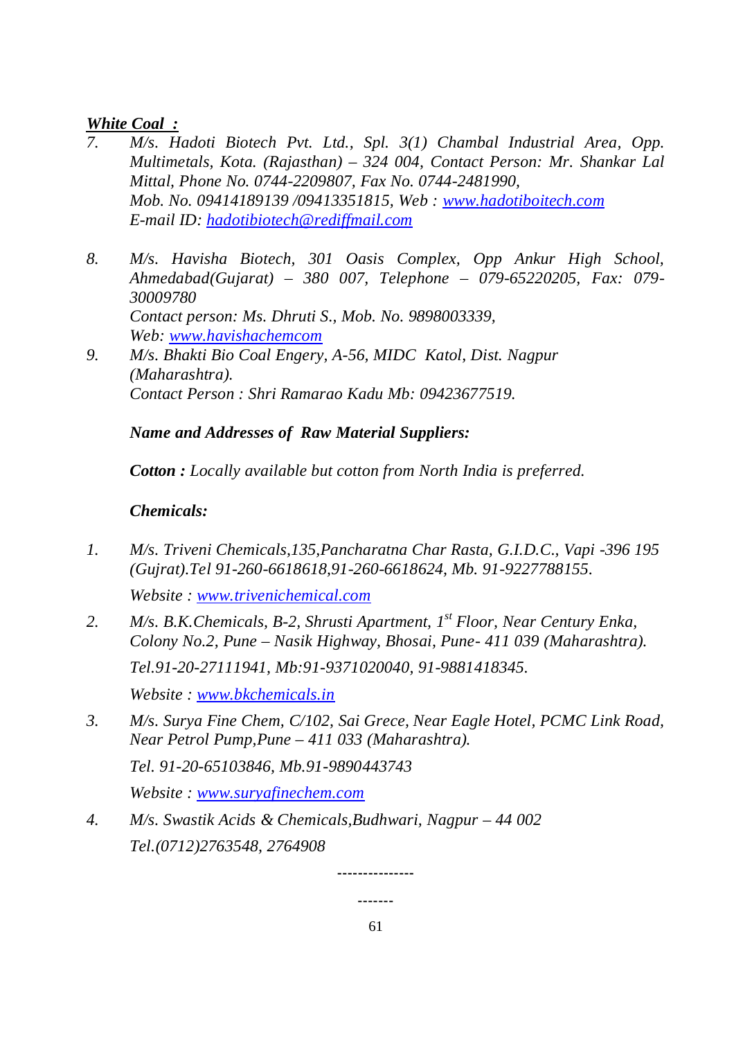***White Coal :***

7. *M/s. Hadoti Biotech Pvt. Ltd., Spl. 3(1) Chambal Industrial Area, Opp. Multimetals, Kota. (Rajasthan) – 324 004, Contact Person: Mr. Shankar Lal Mittal, Phone No. 0744-2209807, Fax No. 0744-2481990,*
   *Mob. No. 09414189139 /09413351815, Web : [www.hadotiboitech.com](www.hadotiboitech.com)*
   *E-mail ID: [hadotibiotech@rediffmail.com](mailto:hadotibiotech@rediffmail.com)*

8. *M/s. Havisha Biotech, 301 Oasis Complex, Opp Ankur High School, Ahmedabad(Gujarat) – 380 007, Telephone – 079-65220205, Fax: 079-30009780*
   *Contact person: Ms. Dhruti S., Mob. No. 9898003339,*
   *Web: [www.havishachemcom](www.havishachemcom)*

9. *M/s. Bhakti Bio Coal Engery, A-56, MIDC Katol, Dist. Nagpur (Maharashtra).*
   *Contact Person : Shri Ramarao Kadu Mb: 09423677519.*

***Name and Addresses of Raw Material Suppliers:***

***Cotton :*** *Locally available but cotton from North India is preferred.*

***Chemicals:***

1. *M/s. Triveni Chemicals,135,Pancharatna Char Rasta, G.I.D.C., Vapi -396 195 (Gujrat).Tel 91-260-6618618,91-260-6618624, Mb. 91-9227788155.*

   *Website : [www.trivenichemical.com](www.trivenichemical.com)*

2. *M/s. B.K.Chemicals, B-2, Shrusti Apartment, 1st Floor, Near Century Enka, Colony No.2, Pune – Nasik Highway, Bhosai, Pune- 411 039 (Maharashtra).*

   *Tel.91-20-27111941, Mb:91-9371020040, 91-9881418345.*

   *Website : [www.bkchemicals.in](www.bkchemicals.in)*

3. *M/s. Surya Fine Chem, C/102, Sai Grece, Near Eagle Hotel, PCMC Link Road, Near Petrol Pump,Pune – 411 033 (Maharashtra).*

   *Tel. 91-20-65103846, Mb.91-9890443743*

   *Website : [www.suryafinechem.com](www.suryafinechem.com)*

4. *M/s. Swastik Acids & Chemicals,Budhwari, Nagpur – 44 002*

   *Tel.(0712)2763548, 2764908*

---------------

-------